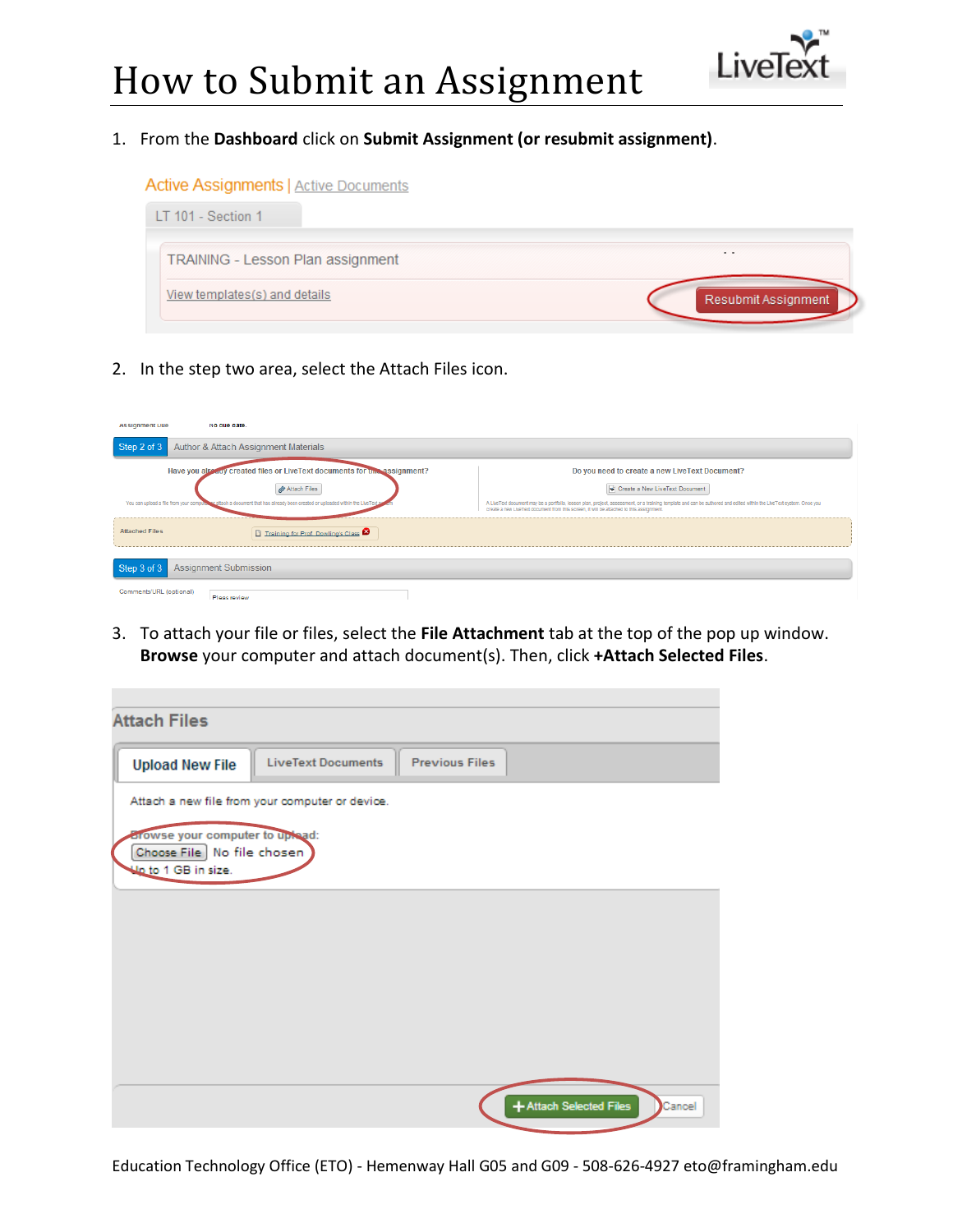# How to Submit an Assignment

1. From the **Dashboard** click on **Submit Assignment (or resubmit assignment)**.

2. In the step two area, select the Attach Files icon.

3. To attach your file or files, select the **File Attachment** tab at the top of the pop up window. **Browse** your computer and attach document(s). Then, click **+Attach Selected Files**.

Education Technology Office (ETO) - Hemenway Hall G05 and G09 - 508-626-4927 eto@framingham.edu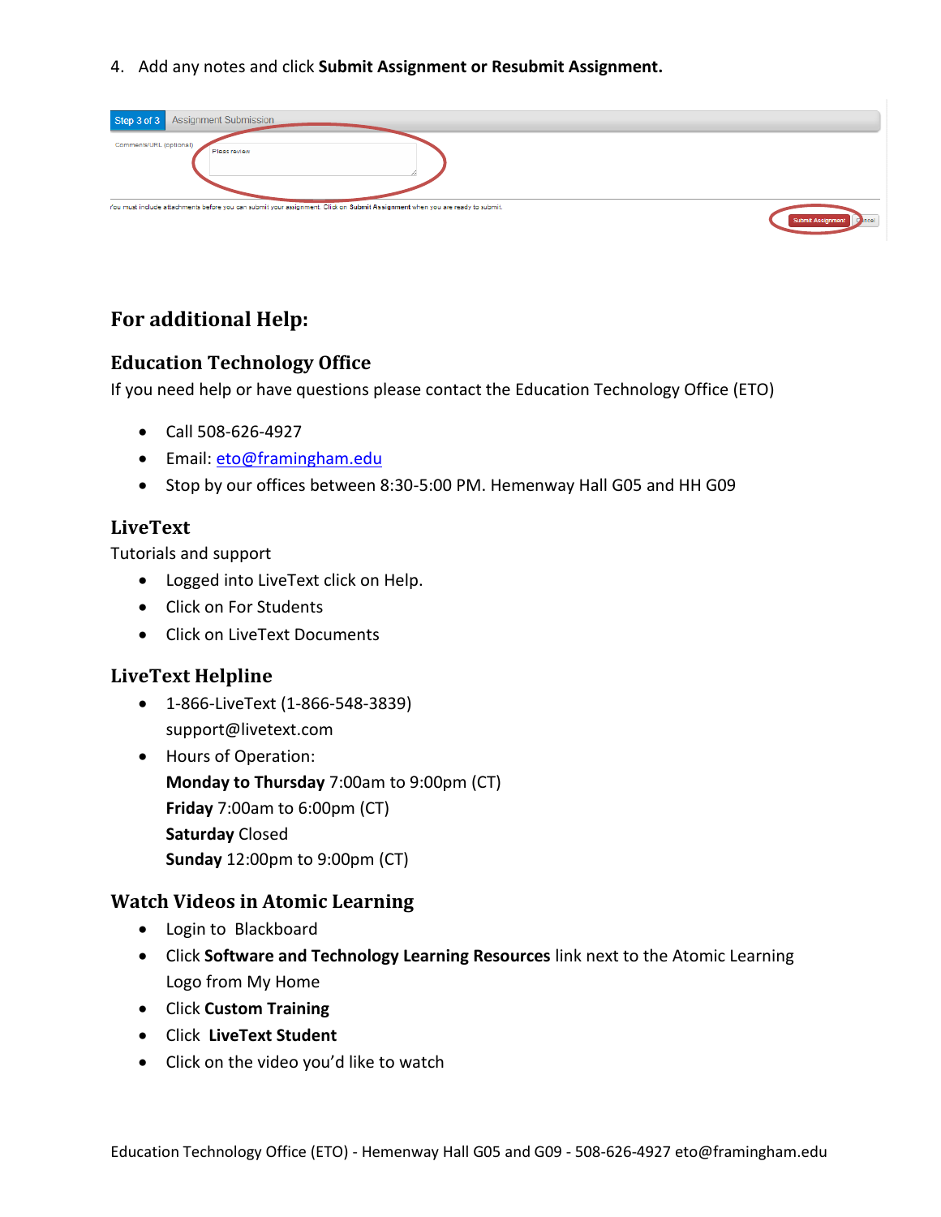4. Add any notes and click **Submit Assignment or Resubmit Assignment.**

## For additional Help:

### Education Technology Office

If you need help or have questions please contact the Education Technology Office (ETO)

- Call 508-626-4927
- Email: eto@framingham.edu
- Stop by our offices between 8:30-5:00 PM. Hemenway Hall G05 and HH G09

### LiveText

Tutorials and support

- Logged into LiveText click on Help.
- Click on For Students
- Click on LiveText Documents

### LiveText Helpline

- 1-866-LiveText (1-866-548-3839)
  support@livetext.com
- Hours of Operation:
  **Monday to Thursday** 7:00am to 9:00pm (CT)
  **Friday** 7:00am to 6:00pm (CT)
  **Saturday** Closed
  **Sunday** 12:00pm to 9:00pm (CT)

### Watch Videos in Atomic Learning

- Login to Blackboard
- Click **Software and Technology Learning Resources** link next to the Atomic Learning Logo from My Home
- Click **Custom Training**
- Click **LiveText Student**
- Click on the video you'd like to watch

Education Technology Office (ETO) - Hemenway Hall G05 and G09 - 508-626-4927 eto@framingham.edu